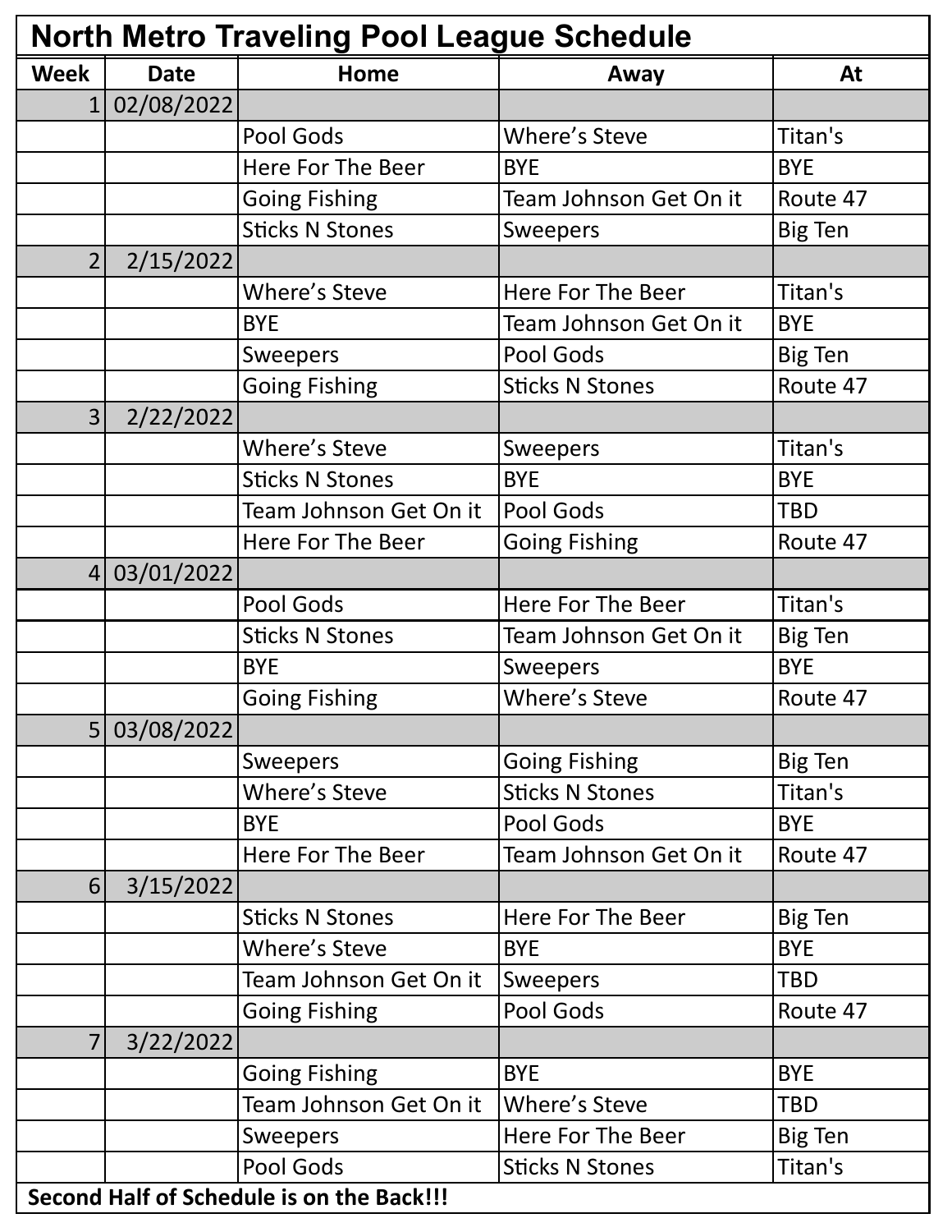# North Metro Traveling Pool League Schedule

| Week | Date | Home | Away | At |
|---|---|---|---|---|
| 1 | 02/08/2022 | | | |
| | | Pool Gods | Where's Steve | Titan's |
| | | Here For The Beer | BYE | BYE |
| | | Going Fishing | Team Johnson Get On it | Route 47 |
| | | Sticks N Stones | Sweepers | Big Ten |
| 2 | 2/15/2022 | | | |
| | | Where's Steve | Here For The Beer | Titan's |
| | | BYE | Team Johnson Get On it | BYE |
| | | Sweepers | Pool Gods | Big Ten |
| | | Going Fishing | Sticks N Stones | Route 47 |
| 3 | 2/22/2022 | | | |
| | | Where's Steve | Sweepers | Titan's |
| | | Sticks N Stones | BYE | BYE |
| | | Team Johnson Get On it | Pool Gods | TBD |
| | | Here For The Beer | Going Fishing | Route 47 |
| 4 | 03/01/2022 | | | |
| | | Pool Gods | Here For The Beer | Titan's |
| | | Sticks N Stones | Team Johnson Get On it | Big Ten |
| | | BYE | Sweepers | BYE |
| | | Going Fishing | Where's Steve | Route 47 |
| 5 | 03/08/2022 | | | |
| | | Sweepers | Going Fishing | Big Ten |
| | | Where's Steve | Sticks N Stones | Titan's |
| | | BYE | Pool Gods | BYE |
| | | Here For The Beer | Team Johnson Get On it | Route 47 |
| 6 | 3/15/2022 | | | |
| | | Sticks N Stones | Here For The Beer | Big Ten |
| | | Where's Steve | BYE | BYE |
| | | Team Johnson Get On it | Sweepers | TBD |
| | | Going Fishing | Pool Gods | Route 47 |
| 7 | 3/22/2022 | | | |
| | | Going Fishing | BYE | BYE |
| | | Team Johnson Get On it | Where's Steve | TBD |
| | | Sweepers | Here For The Beer | Big Ten |
| | | Pool Gods | Sticks N Stones | Titan's |

**Second Half of Schedule is on the Back!!!**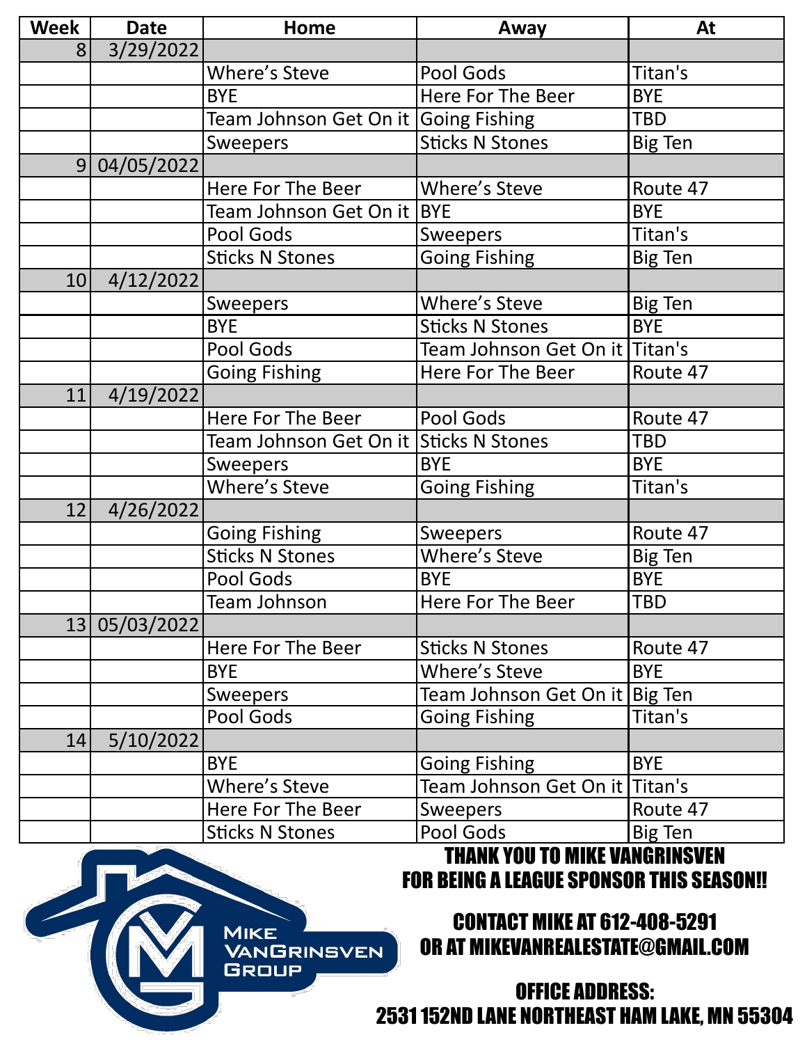| Week | Date | Home | Away | At |
|---|---|---|---|---|
| 8 | 3/29/2022 | | | |
| | | Where's Steve | Pool Gods | Titan's |
| | | BYE | Here For The Beer | BYE |
| | | Team Johnson Get On it | Going Fishing | TBD |
| | | Sweepers | Sticks N Stones | Big Ten |
| 9 | 04/05/2022 | | | |
| | | Here For The Beer | Where's Steve | Route 47 |
| | | Team Johnson Get On it | BYE | BYE |
| | | Pool Gods | Sweepers | Titan's |
| | | Sticks N Stones | Going Fishing | Big Ten |
| 10 | 4/12/2022 | | | |
| | | Sweepers | Where's Steve | Big Ten |
| | | BYE | Sticks N Stones | BYE |
| | | Pool Gods | Team Johnson Get On it | Titan's |
| | | Going Fishing | Here For The Beer | Route 47 |
| 11 | 4/19/2022 | | | |
| | | Here For The Beer | Pool Gods | Route 47 |
| | | Team Johnson Get On it | Sticks N Stones | TBD |
| | | Sweepers | BYE | BYE |
| | | Where's Steve | Going Fishing | Titan's |
| 12 | 4/26/2022 | | | |
| | | Going Fishing | Sweepers | Route 47 |
| | | Sticks N Stones | Where's Steve | Big Ten |
| | | Pool Gods | BYE | BYE |
| | | Team Johnson | Here For The Beer | TBD |
| 13 | 05/03/2022 | | | |
| | | Here For The Beer | Sticks N Stones | Route 47 |
| | | BYE | Where's Steve | BYE |
| | | Sweepers | Team Johnson Get On it | Big Ten |
| | | Pool Gods | Going Fishing | Titan's |
| 14 | 5/10/2022 | | | |
| | | BYE | Going Fishing | BYE |
| | | Where's Steve | Team Johnson Get On it | Titan's |
| | | Here For The Beer | Sweepers | Route 47 |
| | | Sticks N Stones | Pool Gods | Big Ten |

MIKE VANGRINSVEN GROUP

**THANK YOU TO MIKE VANGRINSVEN FOR BEING A LEAGUE SPONSOR THIS SEASON!!**

**CONTACT MIKE AT 612-408-5291 OR AT MIKEVANREALESTATE@GMAIL.COM**

**OFFICE ADDRESS:**
**2531 152ND LANE NORTHEAST HAM LAKE, MN 55304**